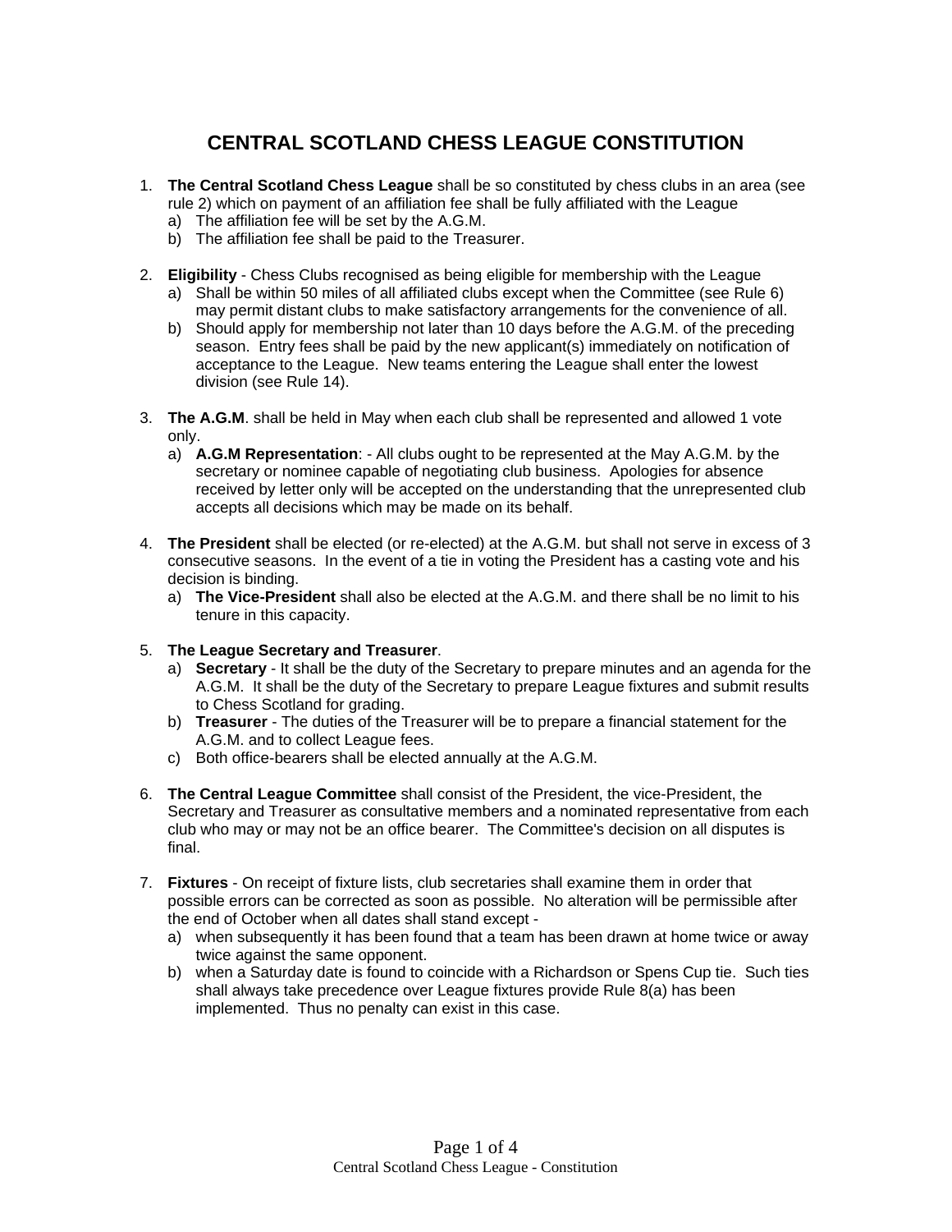# CENTRAL SCOTLAND CHESS LEAGUE CONSTITUTION

1. **The Central Scotland Chess League** shall be so constituted by chess clubs in an area (see rule 2) which on payment of an affiliation fee shall be fully affiliated with the League
   a) The affiliation fee will be set by the A.G.M.
   b) The affiliation fee shall be paid to the Treasurer.

2. **Eligibility** - Chess Clubs recognised as being eligible for membership with the League
   a) Shall be within 50 miles of all affiliated clubs except when the Committee (see Rule 6) may permit distant clubs to make satisfactory arrangements for the convenience of all.
   b) Should apply for membership not later than 10 days before the A.G.M. of the preceding season. Entry fees shall be paid by the new applicant(s) immediately on notification of acceptance to the League. New teams entering the League shall enter the lowest division (see Rule 14).

3. **The A.G.M**. shall be held in May when each club shall be represented and allowed 1 vote only.
   a) **A.G.M Representation**: - All clubs ought to be represented at the May A.G.M. by the secretary or nominee capable of negotiating club business. Apologies for absence received by letter only will be accepted on the understanding that the unrepresented club accepts all decisions which may be made on its behalf.

4. **The President** shall be elected (or re-elected) at the A.G.M. but shall not serve in excess of 3 consecutive seasons. In the event of a tie in voting the President has a casting vote and his decision is binding.
   a) **The Vice-President** shall also be elected at the A.G.M. and there shall be no limit to his tenure in this capacity.

5. **The League Secretary and Treasurer**.
   a) **Secretary** - It shall be the duty of the Secretary to prepare minutes and an agenda for the A.G.M. It shall be the duty of the Secretary to prepare League fixtures and submit results to Chess Scotland for grading.
   b) **Treasurer** - The duties of the Treasurer will be to prepare a financial statement for the A.G.M. and to collect League fees.
   c) Both office-bearers shall be elected annually at the A.G.M.

6. **The Central League Committee** shall consist of the President, the vice-President, the Secretary and Treasurer as consultative members and a nominated representative from each club who may or may not be an office bearer. The Committee's decision on all disputes is final.

7. **Fixtures** - On receipt of fixture lists, club secretaries shall examine them in order that possible errors can be corrected as soon as possible. No alteration will be permissible after the end of October when all dates shall stand except -
   a) when subsequently it has been found that a team has been drawn at home twice or away twice against the same opponent.
   b) when a Saturday date is found to coincide with a Richardson or Spens Cup tie. Such ties shall always take precedence over League fixtures provide Rule 8(a) has been implemented. Thus no penalty can exist in this case.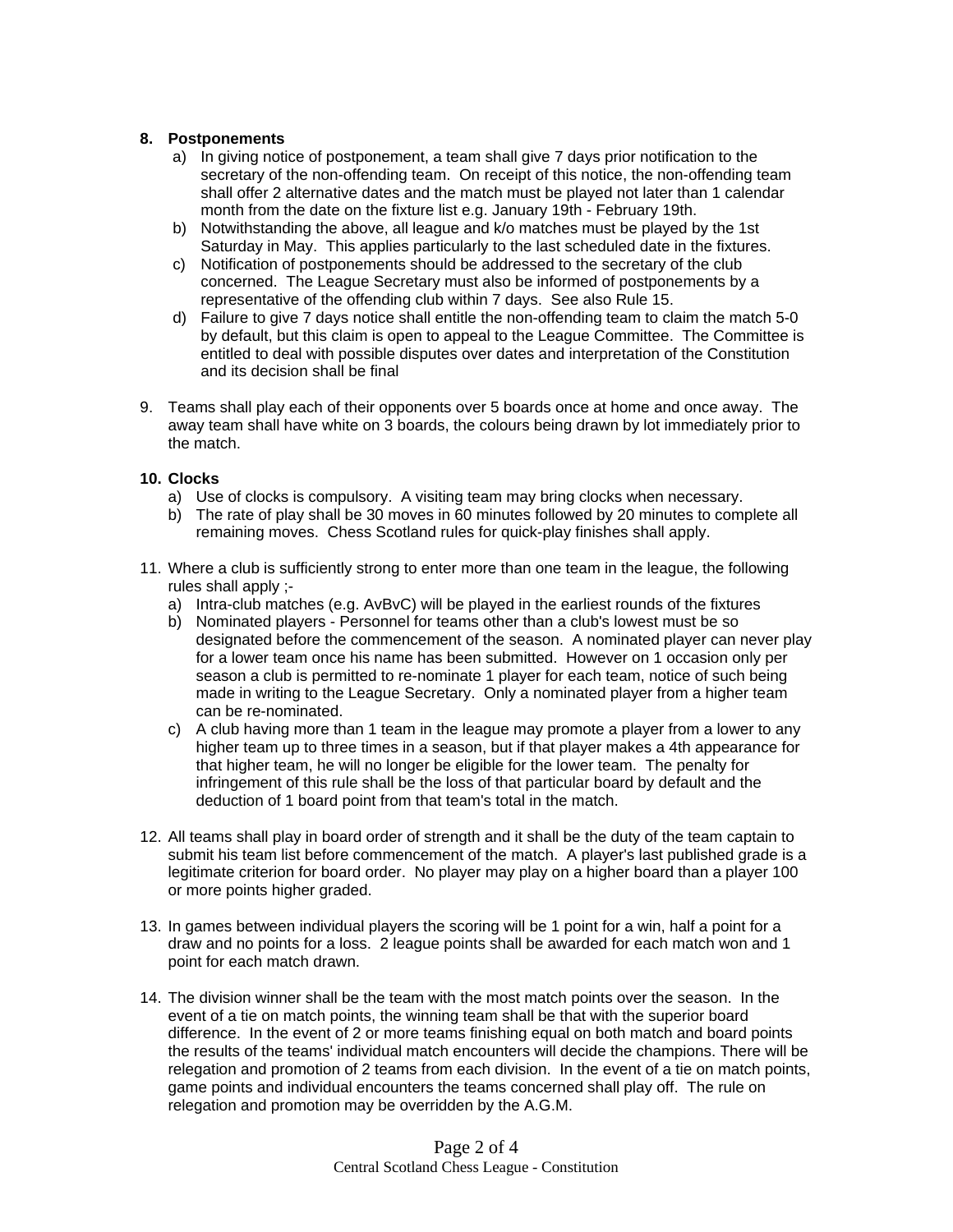**8. Postponements**

a) In giving notice of postponement, a team shall give 7 days prior notification to the secretary of the non-offending team. On receipt of this notice, the non-offending team shall offer 2 alternative dates and the match must be played not later than 1 calendar month from the date on the fixture list e.g. January 19th - February 19th.

b) Notwithstanding the above, all league and k/o matches must be played by the 1st Saturday in May. This applies particularly to the last scheduled date in the fixtures.

c) Notification of postponements should be addressed to the secretary of the club concerned. The League Secretary must also be informed of postponements by a representative of the offending club within 7 days. See also Rule 15.

d) Failure to give 7 days notice shall entitle the non-offending team to claim the match 5-0 by default, but this claim is open to appeal to the League Committee. The Committee is entitled to deal with possible disputes over dates and interpretation of the Constitution and its decision shall be final

9. Teams shall play each of their opponents over 5 boards once at home and once away. The away team shall have white on 3 boards, the colours being drawn by lot immediately prior to the match.

**10. Clocks**

a) Use of clocks is compulsory. A visiting team may bring clocks when necessary.

b) The rate of play shall be 30 moves in 60 minutes followed by 20 minutes to complete all remaining moves. Chess Scotland rules for quick-play finishes shall apply.

11. Where a club is sufficiently strong to enter more than one team in the league, the following rules shall apply ;-

a) Intra-club matches (e.g. AvBvC) will be played in the earliest rounds of the fixtures

b) Nominated players - Personnel for teams other than a club's lowest must be so designated before the commencement of the season. A nominated player can never play for a lower team once his name has been submitted. However on 1 occasion only per season a club is permitted to re-nominate 1 player for each team, notice of such being made in writing to the League Secretary. Only a nominated player from a higher team can be re-nominated.

c) A club having more than 1 team in the league may promote a player from a lower to any higher team up to three times in a season, but if that player makes a 4th appearance for that higher team, he will no longer be eligible for the lower team. The penalty for infringement of this rule shall be the loss of that particular board by default and the deduction of 1 board point from that team's total in the match.

12. All teams shall play in board order of strength and it shall be the duty of the team captain to submit his team list before commencement of the match. A player's last published grade is a legitimate criterion for board order. No player may play on a higher board than a player 100 or more points higher graded.

13. In games between individual players the scoring will be 1 point for a win, half a point for a draw and no points for a loss. 2 league points shall be awarded for each match won and 1 point for each match drawn.

14. The division winner shall be the team with the most match points over the season. In the event of a tie on match points, the winning team shall be that with the superior board difference. In the event of 2 or more teams finishing equal on both match and board points the results of the teams' individual match encounters will decide the champions. There will be relegation and promotion of 2 teams from each division. In the event of a tie on match points, game points and individual encounters the teams concerned shall play off. The rule on relegation and promotion may be overridden by the A.G.M.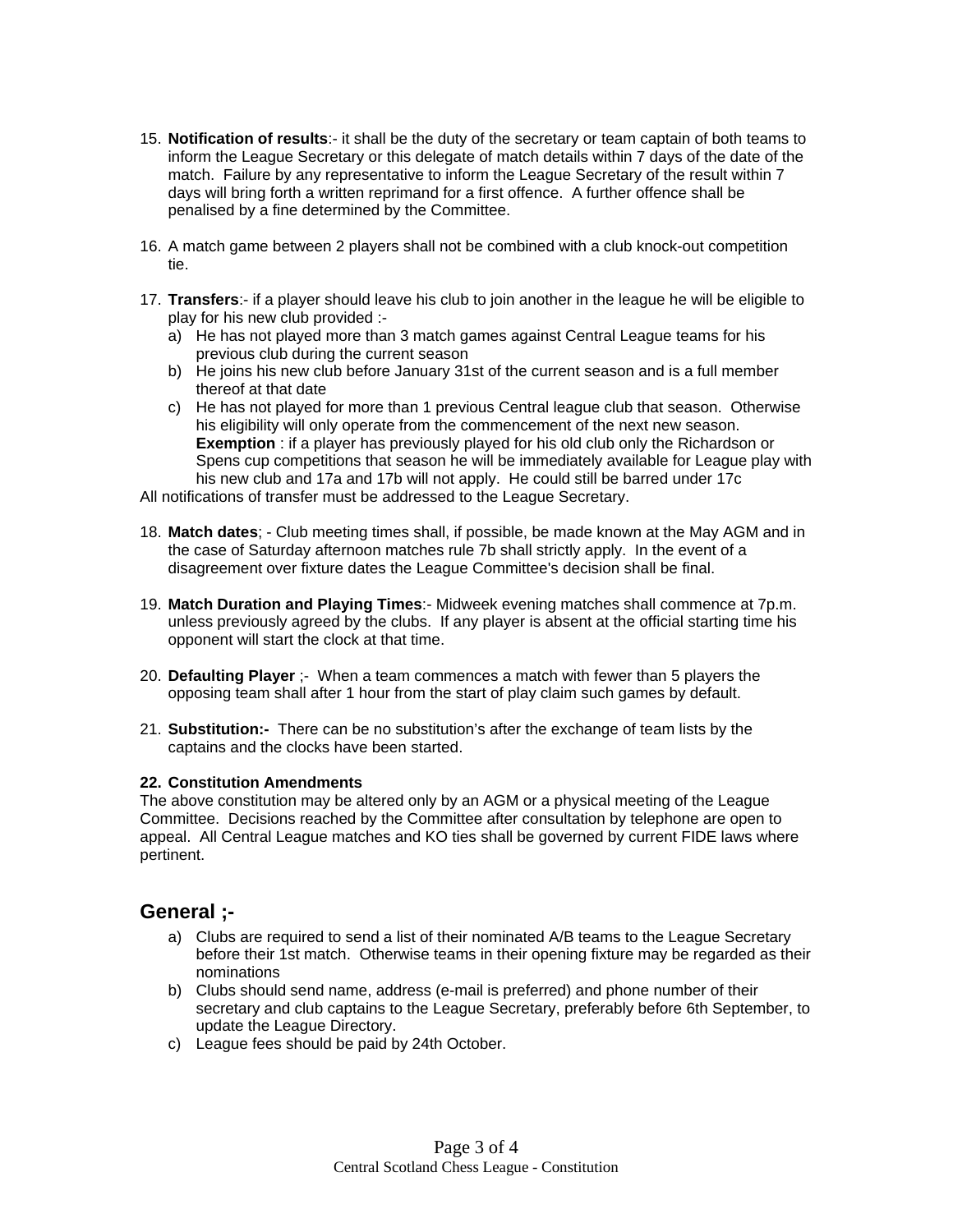15. **Notification of results**:- it shall be the duty of the secretary or team captain of both teams to inform the League Secretary or this delegate of match details within 7 days of the date of the match. Failure by any representative to inform the League Secretary of the result within 7 days will bring forth a written reprimand for a first offence. A further offence shall be penalised by a fine determined by the Committee.

16. A match game between 2 players shall not be combined with a club knock-out competition tie.

17. **Transfers**:- if a player should leave his club to join another in the league he will be eligible to play for his new club provided :-
    a) He has not played more than 3 match games against Central League teams for his previous club during the current season
    b) He joins his new club before January 31st of the current season and is a full member thereof at that date
    c) He has not played for more than 1 previous Central league club that season. Otherwise his eligibility will only operate from the commencement of the next new season. **Exemption** : if a player has previously played for his old club only the Richardson or Spens cup competitions that season he will be immediately available for League play with his new club and 17a and 17b will not apply. He could still be barred under 17c

All notifications of transfer must be addressed to the League Secretary.

18. **Match dates**; - Club meeting times shall, if possible, be made known at the May AGM and in the case of Saturday afternoon matches rule 7b shall strictly apply. In the event of a disagreement over fixture dates the League Committee's decision shall be final.

19. **Match Duration and Playing Times**:- Midweek evening matches shall commence at 7p.m. unless previously agreed by the clubs. If any player is absent at the official starting time his opponent will start the clock at that time.

20. **Defaulting Player** ;- When a team commences a match with fewer than 5 players the opposing team shall after 1 hour from the start of play claim such games by default.

21. **Substitution:-** There can be no substitution's after the exchange of team lists by the captains and the clocks have been started.

**22. Constitution Amendments**

The above constitution may be altered only by an AGM or a physical meeting of the League Committee. Decisions reached by the Committee after consultation by telephone are open to appeal. All Central League matches and KO ties shall be governed by current FIDE laws where pertinent.

## General ;-

a) Clubs are required to send a list of their nominated A/B teams to the League Secretary before their 1st match. Otherwise teams in their opening fixture may be regarded as their nominations
b) Clubs should send name, address (e-mail is preferred) and phone number of their secretary and club captains to the League Secretary, preferably before 6th September, to update the League Directory.
c) League fees should be paid by 24th October.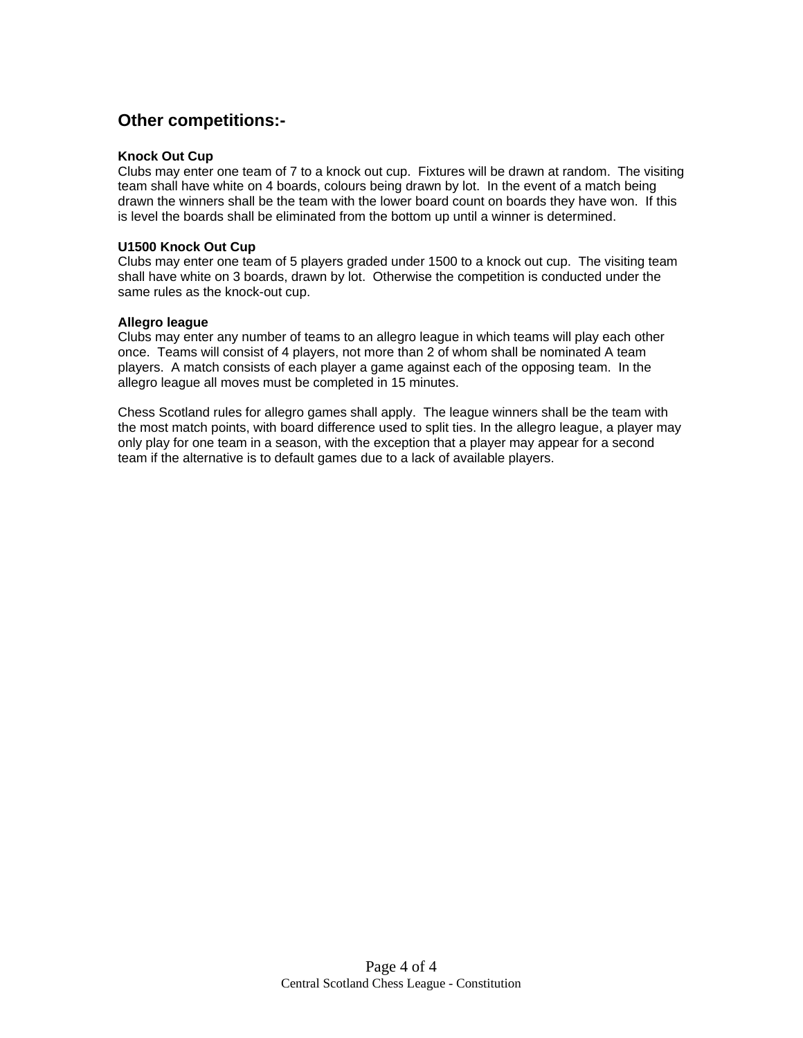## Other competitions:-

**Knock Out Cup**

Clubs may enter one team of 7 to a knock out cup. Fixtures will be drawn at random. The visiting team shall have white on 4 boards, colours being drawn by lot. In the event of a match being drawn the winners shall be the team with the lower board count on boards they have won. If this is level the boards shall be eliminated from the bottom up until a winner is determined.

**U1500 Knock Out Cup**

Clubs may enter one team of 5 players graded under 1500 to a knock out cup. The visiting team shall have white on 3 boards, drawn by lot. Otherwise the competition is conducted under the same rules as the knock-out cup.

**Allegro league**

Clubs may enter any number of teams to an allegro league in which teams will play each other once. Teams will consist of 4 players, not more than 2 of whom shall be nominated A team players. A match consists of each player a game against each of the opposing team. In the allegro league all moves must be completed in 15 minutes.

Chess Scotland rules for allegro games shall apply. The league winners shall be the team with the most match points, with board difference used to split ties. In the allegro league, a player may only play for one team in a season, with the exception that a player may appear for a second team if the alternative is to default games due to a lack of available players.